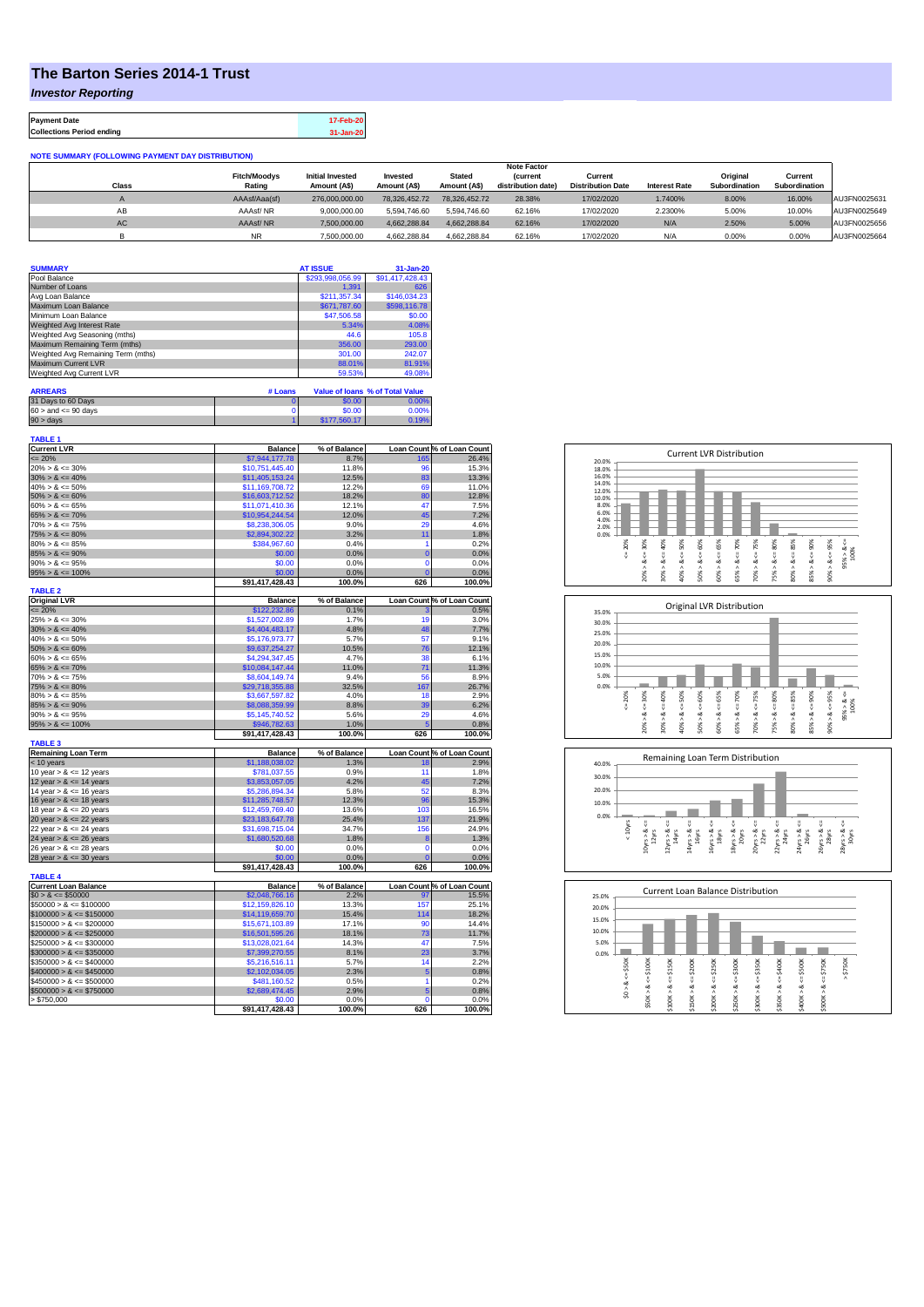# The Barton Series 2014-1 Trust

## *Investor Reporting*

| | |
|---|---|
| **Payment Date** | 17-Feb-20 |
| **Collections Period ending** | 31-Jan-20 |

**NOTE SUMMARY (FOLLOWING PAYMENT DAY DISTRIBUTION)**

| Class | Fitch/Moodys Rating | Initial Invested Amount (A$) | Invested Amount (A$) | Stated Amount (A$) | Note Factor (current distribution date) | Current Distribution Date | Interest Rate | Original Subordination | Current Subordination | |
|---|---|---|---|---|---|---|---|---|---|---|
| A | AAAsf/Aaa(sf) | 276,000,000.00 | 78,326,452.72 | 78,326,452.72 | 28.38% | 17/02/2020 | 1.7400% | 8.00% | 16.00% | AU3FN0025631 |
| AB | AAAsf/ NR | 9,000,000.00 | 5,594,746.60 | 5,594,746.60 | 62.16% | 17/02/2020 | 2.2300% | 5.00% | 10.00% | AU3FN0025649 |
| AC | AAAsf/ NR | 7,500,000.00 | 4,662,288.84 | 4,662,288.84 | 62.16% | 17/02/2020 | N/A | 2.50% | 5.00% | AU3FN0025656 |
| B | NR | 7,500,000.00 | 4,662,288.84 | 4,662,288.84 | 62.16% | 17/02/2020 | N/A | 0.00% | 0.00% | AU3FN0025664 |

| SUMMARY | AT ISSUE | 31-Jan-20 |
|---|---|---|
| Pool Balance | $293,998,056.99 | $91,417,428.43 |
| Number of Loans | 1,391 | 626 |
| Avg Loan Balance | $211,357.34 | $146,034.23 |
| Maximum Loan Balance | $671,787.60 | $598,116.78 |
| Minimum Loan Balance | $47,506.58 | $0.00 |
| Weighted Avg Interest Rate | 5.34% | 4.08% |
| Weighted Avg Seasoning (mths) | 44.6 | 105.8 |
| Maximum Remaining Term (mths) | 356.00 | 293.00 |
| Weighted Avg Remaining Term (mths) | 301.00 | 242.07 |
| Maximum Current LVR | 88.01% | 81.91% |
| Weighted Avg Current LVR | 59.53% | 49.08% |

| ARREARS | # Loans | Value of loans | % of Total Value |
|---|---|---|---|
| 31 Days to 60 Days | 0 | $0.00 | 0.00% |
| 60 > and <= 90 days | 0 | $0.00 | 0.00% |
| 90 > days | 1 | $177,560.17 | 0.19% |

**TABLE 1**

| Current LVR | Balance | % of Balance | Loan Count | % of Loan Count |
|---|---|---|---|---|
| <= 20% | $7,944,177.78 | 8.7% | 165 | 26.4% |
| 20% > & <= 30% | $10,751,445.40 | 11.8% | 96 | 15.3% |
| 30% > & <= 40% | $11,405,153.24 | 12.5% | 83 | 13.3% |
| 40% > & <= 50% | $11,169,708.72 | 12.2% | 69 | 11.0% |
| 50% > & <= 60% | $16,603,712.52 | 18.2% | 80 | 12.8% |
| 60% > & <= 65% | $11,071,410.36 | 12.1% | 47 | 7.5% |
| 65% > & <= 70% | $10,954,244.54 | 12.0% | 45 | 7.2% |
| 70% > & <= 75% | $8,238,306.05 | 9.0% | 29 | 4.6% |
| 75% > & <= 80% | $2,894,302.22 | 3.2% | 11 | 1.8% |
| 80% > & <= 85% | $384,967.60 | 0.4% | 1 | 0.2% |
| 85% > & <= 90% | $0.00 | 0.0% | 0 | 0.0% |
| 90% > & <= 95% | $0.00 | 0.0% | 0 | 0.0% |
| 95% > & <= 100% | $0.00 | 0.0% | 0 | 0.0% |
| | $91,417,428.43 | 100.0% | 626 | 100.0% |

**TABLE 2**

| Original LVR | Balance | % of Balance | Loan Count | % of Loan Count |
|---|---|---|---|---|
| <= 20% | $122,232.86 | 0.1% | 3 | 0.5% |
| 25% > & <= 30% | $1,527,002.89 | 1.7% | 19 | 3.0% |
| 30% > & <= 40% | $4,404,483.17 | 4.8% | 48 | 7.7% |
| 40% > & <= 50% | $5,176,973.77 | 5.7% | 57 | 9.1% |
| 50% > & <= 60% | $9,637,254.27 | 10.5% | 76 | 12.1% |
| 60% > & <= 65% | $4,294,347.45 | 4.7% | 38 | 6.1% |
| 65% > & <= 70% | $10,084,147.44 | 11.0% | 71 | 11.3% |
| 70% > & <= 75% | $8,604,149.74 | 9.4% | 56 | 8.9% |
| 75% > & <= 80% | $29,718,355.88 | 32.5% | 167 | 26.7% |
| 80% > & <= 85% | $3,667,597.82 | 4.0% | 18 | 2.9% |
| 85% > & <= 90% | $8,088,359.99 | 8.8% | 39 | 6.2% |
| 90% > & <= 95% | $5,145,740.52 | 5.6% | 29 | 4.6% |
| 95% > & <= 100% | $946,782.63 | 1.0% | 5 | 0.8% |
| | $91,417,428.43 | 100.0% | 626 | 100.0% |

**TABLE 3**

| Remaining Loan Term | Balance | % of Balance | Loan Count | % of Loan Count |
|---|---|---|---|---|
| < 10 years | $1,188,038.02 | 1.3% | 18 | 2.9% |
| 10 year > & <= 12 years | $781,037.55 | 0.9% | 11 | 1.8% |
| 12 year > & <= 14 years | $3,853,057.05 | 4.2% | 45 | 7.2% |
| 14 year > & <= 16 years | $5,286,894.34 | 5.8% | 52 | 8.3% |
| 16 year > & <= 18 years | $11,285,748.57 | 12.3% | 96 | 15.3% |
| 18 year > & <= 20 years | $12,459,769.40 | 13.6% | 103 | 16.5% |
| 20 year > & <= 22 years | $23,183,647.78 | 25.4% | 137 | 21.9% |
| 22 year > & <= 24 years | $31,698,715.04 | 34.7% | 156 | 24.9% |
| 24 year > & <= 26 years | $1,680,520.68 | 1.8% | 8 | 1.3% |
| 26 year > & <= 28 years | $0.00 | 0.0% | 0 | 0.0% |
| 28 year > & <= 30 years | $0.00 | 0.0% | 0 | 0.0% |
| | $91,417,428.43 | 100.0% | 626 | 100.0% |

**TABLE 4**

| Current Loan Balance | Balance | % of Balance | Loan Count | % of Loan Count |
|---|---|---|---|---|
| $0 > & <= $50000 | $2,048,766.16 | 2.2% | 97 | 15.5% |
| $50000 > & <= $100000 | $12,159,826.10 | 13.3% | 157 | 25.1% |
| $100000 > & <= $150000 | $14,119,659.70 | 15.4% | 114 | 18.2% |
| $150000 > & <= $200000 | $15,671,103.89 | 17.1% | 90 | 14.4% |
| $200000 > & <= $250000 | $16,501,595.26 | 18.1% | 73 | 11.7% |
| $250000 > & <= $300000 | $13,028,021.64 | 14.3% | 47 | 7.5% |
| $300000 > & <= $350000 | $7,399,270.55 | 8.1% | 23 | 3.7% |
| $350000 > & <= $400000 | $5,216,516.11 | 5.7% | 14 | 2.2% |
| $400000 > & <= $450000 | $2,102,034.05 | 2.3% | 5 | 0.8% |
| $450000 > & <= $500000 | $481,160.52 | 0.5% | 1 | 0.2% |
| $500000 > & <= $750000 | $2,689,474.45 | 2.9% | 5 | 0.8% |
| > $750,000 | $0.00 | 0.0% | 0 | 0.0% |
| | $91,417,428.43 | 100.0% | 626 | 100.0% |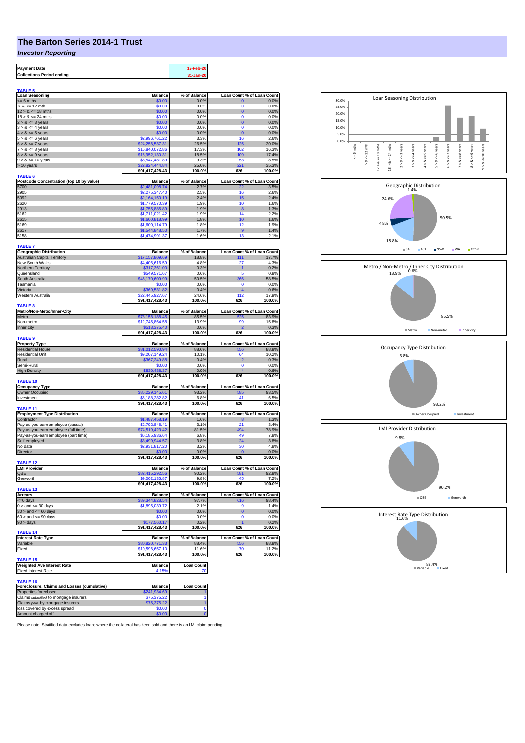# The Barton Series 2014-1 Trust

## *Investor Reporting*

| | |
|---|---|
| **Payment Date** | 17-Feb-20 |
| **Collections Period ending** | 31-Jan-20 |

**TABLE 5**

| Loan Seasoning | Balance | % of Balance | Loan Count | % of Loan Count |
|---|---|---|---|---|
| <= 6 mths | $0.00 | 0.0% | 0 | 0.0% |
| > & <= 12 mth | $0.00 | 0.0% | 0 | 0.0% |
| 12 > & <= 18 mths | $0.00 | 0.0% | 0 | 0.0% |
| 18 > & <= 24 mths | $0.00 | 0.0% | 0 | 0.0% |
| 2 > & <= 3 years | $0.00 | 0.0% | 0 | 0.0% |
| 3 > & <= 4 years | $0.00 | 0.0% | 0 | 0.0% |
| 4 > & <= 5 years | $0.00 | 0.0% | 0 | 0.0% |
| 5 > & <= 6 years | $2,996,761.22 | 3.3% | 16 | 2.6% |
| 6 > & <= 7 years | $24,256,537.31 | 26.5% | 125 | 20.0% |
| 7 > & <= 8 years | $15,840,072.86 | 17.3% | 102 | 16.3% |
| 8 > & <= 9 years | $16,952,130.31 | 18.5% | 109 | 17.4% |
| 9 > & <= 10 years | $8,547,481.89 | 9.3% | 53 | 8.5% |
| > 10 years | $22,824,444.84 | 25.0% | 221 | 35.3% |
| | $91,417,428.43 | 100.0% | 626 | 100.0% |

**TABLE 6**

| Postcode Concentration (top 10 by value) | Balance | % of Balance | Loan Count | % of Loan Count |
|---|---|---|---|---|
| 5700 | $2,481,098.74 | 2.7% | 22 | 3.5% |
| 2905 | $2,275,347.40 | 2.5% | 16 | 2.6% |
| 5092 | $2,164,150.19 | 2.4% | 15 | 2.4% |
| 2620 | $1,779,570.39 | 1.9% | 10 | 1.6% |
| 2913 | $1,755,885.89 | 1.9% | 8 | 1.3% |
| 5162 | $1,711,021.42 | 1.9% | 14 | 2.2% |
| 2615 | $1,600,818.99 | 1.8% | 10 | 1.6% |
| 5169 | $1,600,114.79 | 1.8% | 12 | 1.9% |
| 2617 | $1,544,848.50 | 1.7% | 9 | 1.4% |
| 5158 | $1,474,991.37 | 1.6% | 13 | 2.1% |

**TABLE 7**

| Geographic Distribution | Balance | % of Balance | Loan Count | % of Loan Count |
|---|---|---|---|---|
| Australian Capital Territory | $17,157,809.69 | 18.8% | 111 | 17.7% |
| New South Wales | $4,406,616.59 | 4.8% | 27 | 4.3% |
| Northern Territory | $317,361.00 | 0.3% | 1 | 0.2% |
| Queensland | $549,571.67 | 0.6% | 5 | 0.8% |
| South Australia | $46,170,609.99 | 50.5% | 366 | 58.5% |
| Tasmania | $0.00 | 0.0% | 0 | 0.0% |
| Victoria | $369,531.82 | 0.4% | 4 | 0.6% |
| Western Australia | $22,445,927.67 | 24.6% | 112 | 17.9% |
| | $91,417,428.43 | 100.0% | 626 | 100.0% |

**TABLE 8**

| Metro/Non-Metro/Inner-City | Balance | % of Balance | Loan Count | % of Loan Count |
|---|---|---|---|---|
| Metro | $78,158,188.45 | 85.5% | 525 | 83.9% |
| Non-metro | $12,745,864.58 | 13.9% | 99 | 15.8% |
| Inner city | $513,375.40 | 0.6% | 2 | 0.3% |
| | $91,417,428.43 | 100.0% | 626 | 100.0% |

**TABLE 9**

| Property Type | Balance | % of Balance | Loan Count | % of Loan Count |
|---|---|---|---|---|
| Residential House | $81,012,590.94 | 88.6% | 556 | 88.8% |
| Residential Unit | $9,207,149.24 | 10.1% | 64 | 10.2% |
| Rural | $367,249.88 | 0.4% | 2 | 0.3% |
| Semi-Rural | $0.00 | 0.0% | 0 | 0.0% |
| High Density | $830,438.37 | 0.9% | 4 | 0.6% |
| | $91,417,428.43 | 100.0% | 626 | 100.0% |

**TABLE 10**

| Occupancy Type | Balance | % of Balance | Loan Count | % of Loan Count |
|---|---|---|---|---|
| Owner Occupied | $85,229,145.61 | 93.2% | 585 | 93.5% |
| Investment | $6,188,282.82 | 6.8% | 41 | 6.5% |
| | $91,417,428.43 | 100.0% | 626 | 100.0% |

**TABLE 11**

| Employment Type Distribution | Balance | % of Balance | Loan Count | % of Loan Count |
|---|---|---|---|---|
| Contractor | $1,487,458.19 | 1.6% | 8 | 1.3% |
| Pay-as-you-earn employee (casual) | $2,792,848.41 | 3.1% | 21 | 3.4% |
| Pay-as-you-earn employee (full time) | $74,519,423.42 | 81.5% | 494 | 78.9% |
| Pay-as-you-earn employee (part time) | $6,185,936.64 | 6.8% | 49 | 7.8% |
| Self employed | $3,499,944.57 | 3.8% | 24 | 3.8% |
| No data | $2,931,817.20 | 3.2% | 30 | 4.8% |
| Director | $0.00 | 0.0% | 0 | 0.0% |
| | $91,417,428.43 | 100.0% | 626 | 100.0% |

**TABLE 12**

| LMI Provider | Balance | % of Balance | Loan Count | % of Loan Count |
|---|---|---|---|---|
| QBE | $82,415,292.56 | 90.2% | 581 | 92.8% |
| Genworth | $9,002,135.87 | 9.8% | 45 | 7.2% |
| | $91,417,428.43 | 100.0% | 626 | 100.0% |

**TABLE 13**

| Arrears | Balance | % of Balance | Loan Count | % of Loan Count |
|---|---|---|---|---|
| <=0 days | $89,344,828.54 | 97.7% | 616 | 98.4% |
| 0 > and <= 30 days | $1,895,039.72 | 2.1% | 9 | 1.4% |
| 30 > and <= 60 days | $0.00 | 0.0% | 0 | 0.0% |
| 60 > and <= 90 days | $0.00 | 0.0% | 0 | 0.0% |
| 90 > days | $177,560.17 | 0.2% | 1 | 0.2% |
| | $91,417,428.43 | 100.0% | 626 | 100.0% |

**TABLE 14**

| Interest Rate Type | Balance | % of Balance | Loan Count | % of Loan Count |
|---|---|---|---|---|
| Variable | $80,820,771.33 | 88.4% | 556 | 88.8% |
| Fixed | $10,596,657.10 | 11.6% | 70 | 11.2% |
| | $91,417,428.43 | 100.0% | 626 | 100.0% |

**TABLE 15**

| Weighted Ave Interest Rate | Balance | Loan Count |
|---|---|---|
| Fixed Interest Rate | 4.15% | 70 |

**TABLE 16**

| Foreclosure, Claims and Losses (cumulative) | Balance | Loan Count |
|---|---|---|
| Properties foreclosed | $241,934.69 | 1 |
| Claims submitted to mortgage insurers | $75,375.22 | 1 |
| Claims paid by mortgage insurers | $75,375.22 | 1 |
| loss covered by excess spread | $0.00 | 0 |
| Amount charged off | $0.00 | 0 |

Please note: Stratified data excludes loans where the collateral has been sold and there is an LMI claim pending.

Loan Seasoning Distribution
30.0%
25.0%
20.0%
15.0%
10.0%
5.0%
0.0%
<= 6 mths
> & <= 12 mth
12 > & <= 18 mths
18 > & <= 24 mths
2 > & <= 3 years
3 > & <= 4 years
4 > & <= 5 years
5 > & <= 6 years
6 > & <= 7 years
7 > & <= 8 years
8 > & <= 9 years
9 > & <= 10 years

Geographic Distribution
1.4%
24.6%
50.5%
4.8%
18.8%
SA ACT NSW WA Other

Metro / Non-Metro / Inner City Distribution
0.6%
13.9%
85.5%
Metro Non-metro Inner city

Occupancy Type Distribution
6.8%
93.2%
Owner Occupied Investment

LMI Provider Distribution
9.8%
90.2%
QBE Genworth

Interest Rate Type Distribution
11.6%
88.4%
Variable Fixed